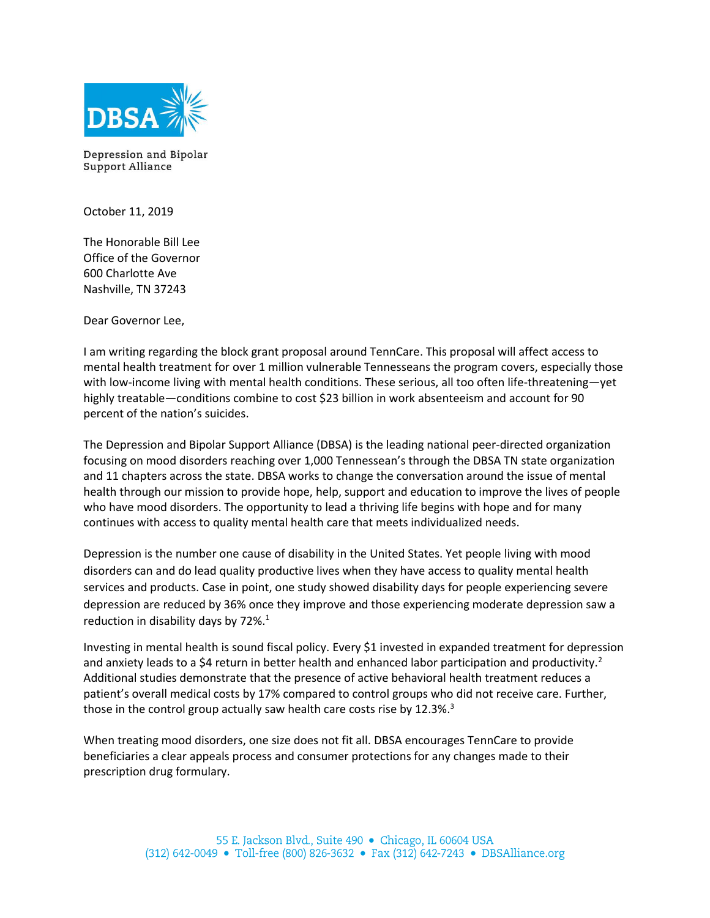DBSA

Depression and Bipolar Support Alliance

October 11, 2019

The Honorable Bill Lee
Office of the Governor
600 Charlotte Ave
Nashville, TN 37243

Dear Governor Lee,

I am writing regarding the block grant proposal around TennCare. This proposal will affect access to mental health treatment for over 1 million vulnerable Tennesseans the program covers, especially those with low-income living with mental health conditions. These serious, all too often life-threatening—yet highly treatable—conditions combine to cost $23 billion in work absenteeism and account for 90 percent of the nation's suicides.

The Depression and Bipolar Support Alliance (DBSA) is the leading national peer-directed organization focusing on mood disorders reaching over 1,000 Tennessean's through the DBSA TN state organization and 11 chapters across the state. DBSA works to change the conversation around the issue of mental health through our mission to provide hope, help, support and education to improve the lives of people who have mood disorders. The opportunity to lead a thriving life begins with hope and for many continues with access to quality mental health care that meets individualized needs.

Depression is the number one cause of disability in the United States. Yet people living with mood disorders can and do lead quality productive lives when they have access to quality mental health services and products. Case in point, one study showed disability days for people experiencing severe depression are reduced by 36% once they improve and those experiencing moderate depression saw a reduction in disability days by 72%.[1]

Investing in mental health is sound fiscal policy. Every $1 invested in expanded treatment for depression and anxiety leads to a $4 return in better health and enhanced labor participation and productivity.[2] Additional studies demonstrate that the presence of active behavioral health treatment reduces a patient's overall medical costs by 17% compared to control groups who did not receive care. Further, those in the control group actually saw health care costs rise by 12.3%.[3]

When treating mood disorders, one size does not fit all. DBSA encourages TennCare to provide beneficiaries a clear appeals process and consumer protections for any changes made to their prescription drug formulary.

55 E. Jackson Blvd., Suite 490 • Chicago, IL 60604 USA
(312) 642-0049 • Toll-free (800) 826-3632 • Fax (312) 642-7243 • DBSAlliance.org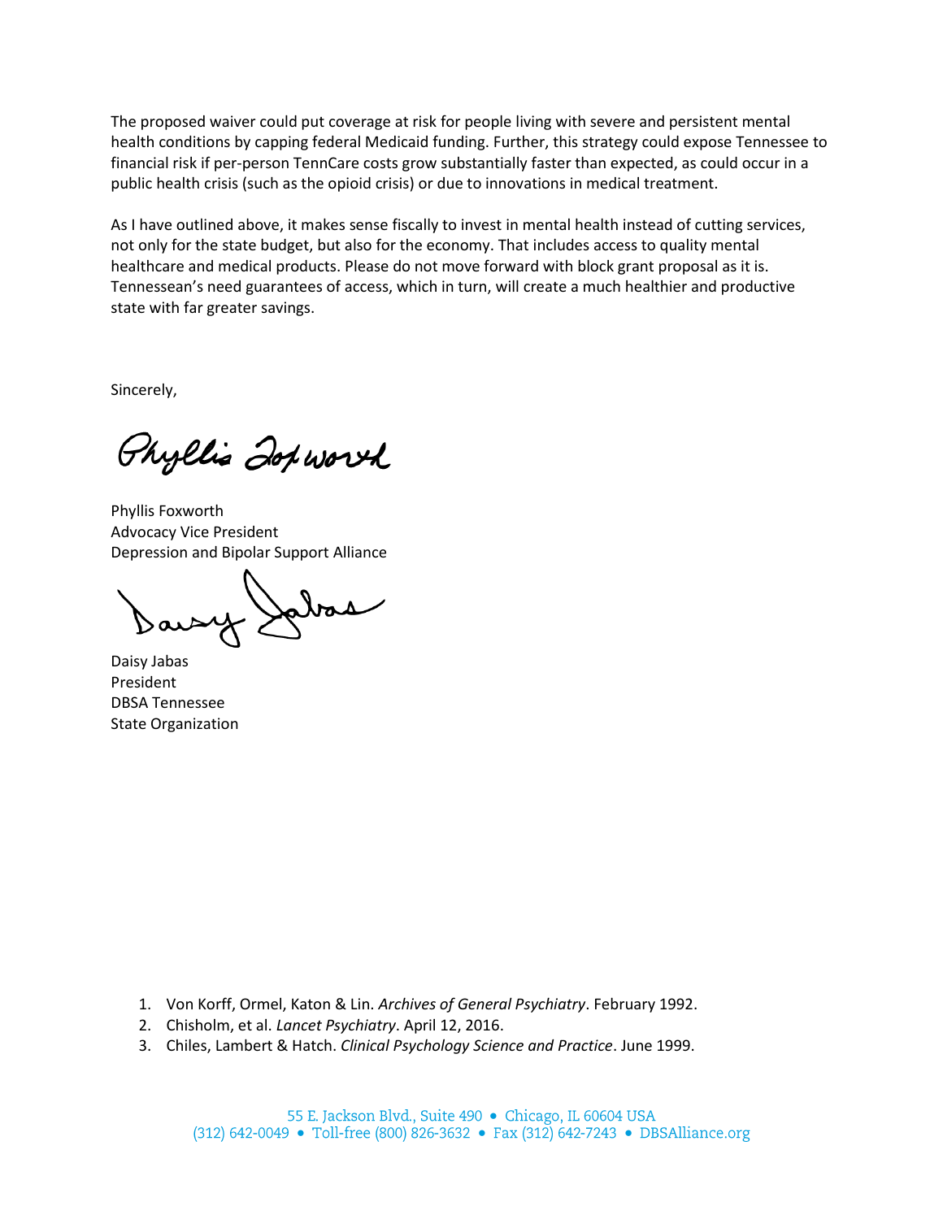The proposed waiver could put coverage at risk for people living with severe and persistent mental health conditions by capping federal Medicaid funding. Further, this strategy could expose Tennessee to financial risk if per-person TennCare costs grow substantially faster than expected, as could occur in a public health crisis (such as the opioid crisis) or due to innovations in medical treatment.

As I have outlined above, it makes sense fiscally to invest in mental health instead of cutting services, not only for the state budget, but also for the economy. That includes access to quality mental healthcare and medical products. Please do not move forward with block grant proposal as it is. Tennessean's need guarantees of access, which in turn, will create a much healthier and productive state with far greater savings.

Sincerely,

Phyllis Foxworth
Advocacy Vice President
Depression and Bipolar Support Alliance

Daisy Jabas
President
DBSA Tennessee
State Organization

1. Von Korff, Ormel, Katon & Lin. *Archives of General Psychiatry*. February 1992.
2. Chisholm, et al. *Lancet Psychiatry*. April 12, 2016.
3. Chiles, Lambert & Hatch. *Clinical Psychology Science and Practice*. June 1999.

55 E. Jackson Blvd., Suite 490 • Chicago, IL 60604 USA
(312) 642-0049 • Toll-free (800) 826-3632 • Fax (312) 642-7243 • DBSAlliance.org